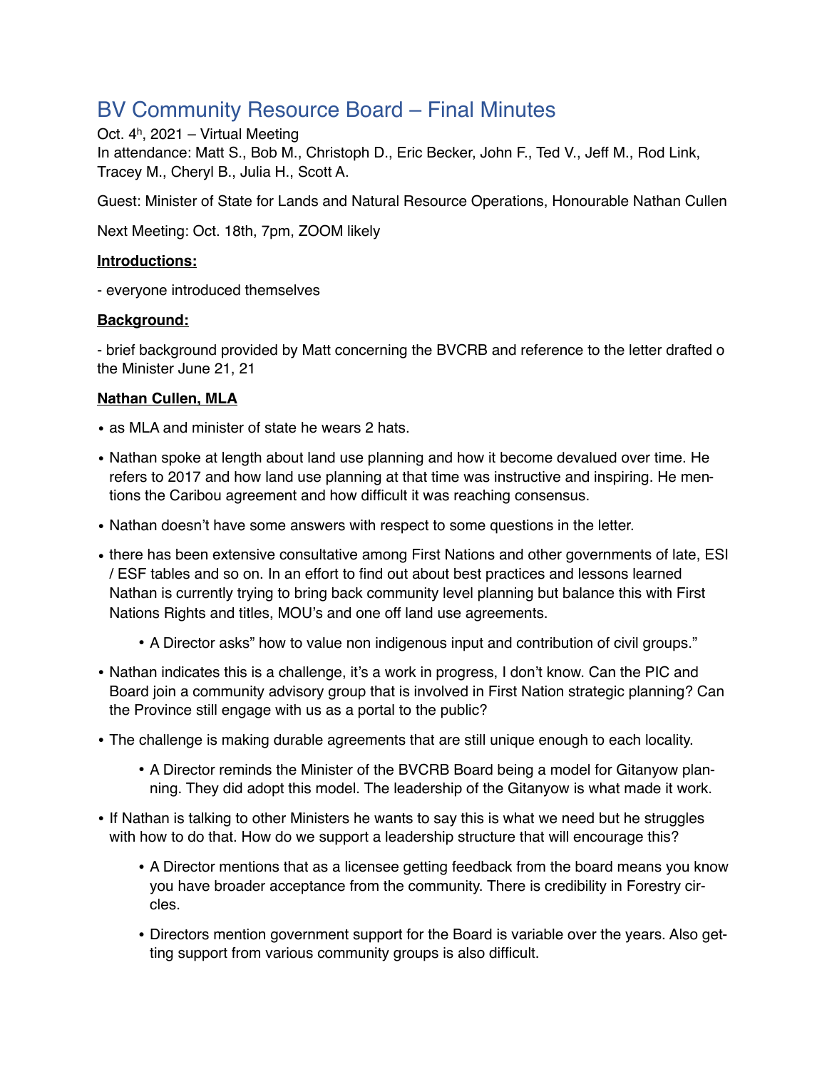# BV Community Resource Board – Final Minutes

Oct. 4[h], 2021 – Virtual Meeting
In attendance: Matt S., Bob M., Christoph D., Eric Becker, John F., Ted V., Jeff M., Rod Link, Tracey M., Cheryl B., Julia H., Scott A.

Guest: Minister of State for Lands and Natural Resource Operations, Honourable Nathan Cullen

Next Meeting: Oct. 18th, 7pm, ZOOM likely

**Introductions:**

- everyone introduced themselves

**Background:**

- brief background provided by Matt concerning the BVCRB and reference to the letter drafted o the Minister June 21, 21

**Nathan Cullen, MLA**

- as MLA and minister of state he wears 2 hats.
- Nathan spoke at length about land use planning and how it become devalued over time. He refers to 2017 and how land use planning at that time was instructive and inspiring. He mentions the Caribou agreement and how difficult it was reaching consensus.
- Nathan doesn't have some answers with respect to some questions in the letter.
- there has been extensive consultative among First Nations and other governments of late, ESI / ESF tables and so on. In an effort to find out about best practices and lessons learned Nathan is currently trying to bring back community level planning but balance this with First Nations Rights and titles, MOU's and one off land use agreements.
    - A Director asks" how to value non indigenous input and contribution of civil groups."
- Nathan indicates this is a challenge, it's a work in progress, I don't know. Can the PIC and Board join a community advisory group that is involved in First Nation strategic planning? Can the Province still engage with us as a portal to the public?
- The challenge is making durable agreements that are still unique enough to each locality.
    - A Director reminds the Minister of the BVCRB Board being a model for Gitanyow planning. They did adopt this model. The leadership of the Gitanyow is what made it work.
- If Nathan is talking to other Ministers he wants to say this is what we need but he struggles with how to do that. How do we support a leadership structure that will encourage this?
    - A Director mentions that as a licensee getting feedback from the board means you know you have broader acceptance from the community. There is credibility in Forestry circles.
    - Directors mention government support for the Board is variable over the years. Also getting support from various community groups is also difficult.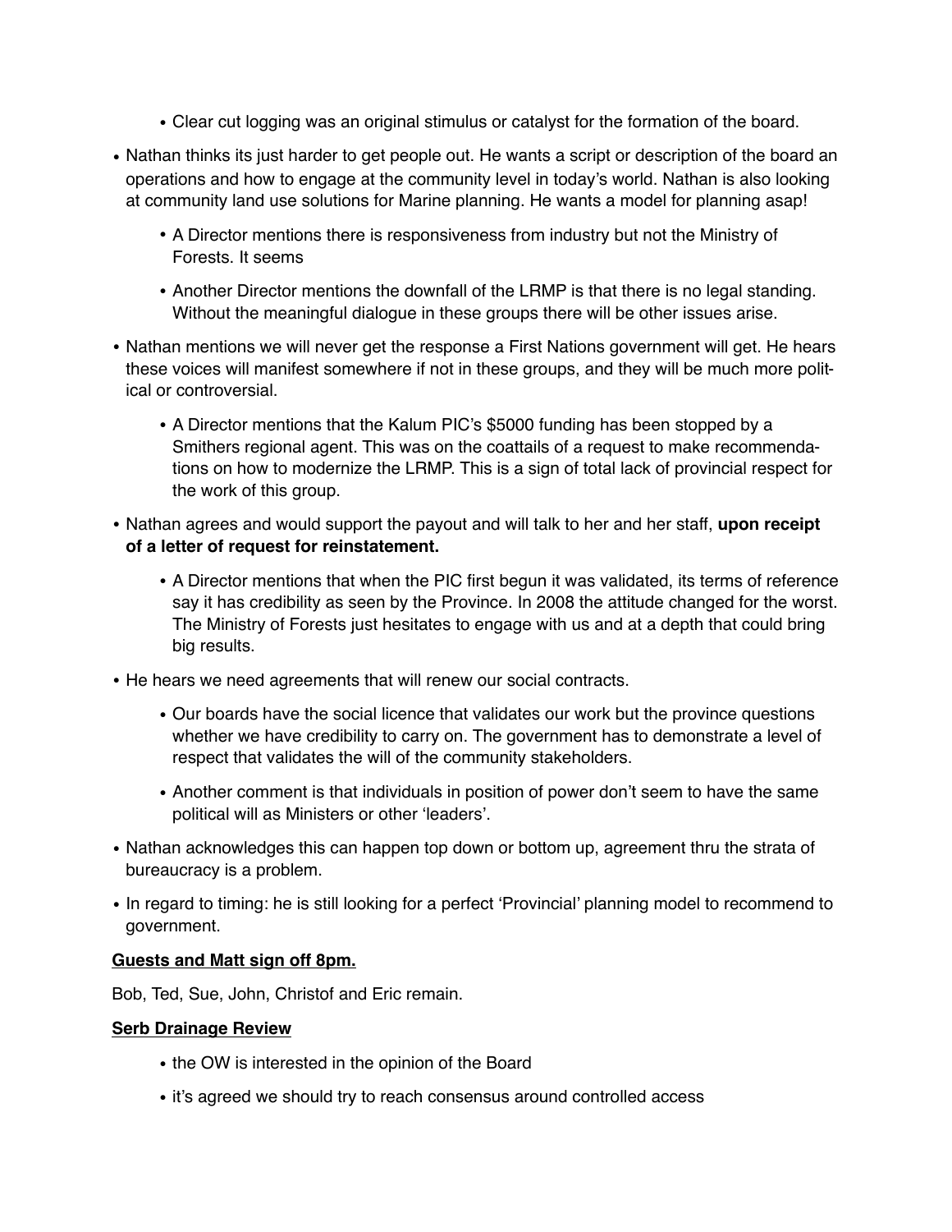- Clear cut logging was an original stimulus or catalyst for the formation of the board.

- Nathan thinks its just harder to get people out. He wants a script or description of the board an operations and how to engage at the community level in today's world. Nathan is also looking at community land use solutions for Marine planning. He wants a model for planning asap!

  - A Director mentions there is responsiveness from industry but not the Ministry of Forests. It seems

  - Another Director mentions the downfall of the LRMP is that there is no legal standing. Without the meaningful dialogue in these groups there will be other issues arise.

- Nathan mentions we will never get the response a First Nations government will get. He hears these voices will manifest somewhere if not in these groups, and they will be much more political or controversial.

  - A Director mentions that the Kalum PIC's $5000 funding has been stopped by a Smithers regional agent. This was on the coattails of a request to make recommendations on how to modernize the LRMP. This is a sign of total lack of provincial respect for the work of this group.

- Nathan agrees and would support the payout and will talk to her and her staff, **upon receipt of a letter of request for reinstatement.**

  - A Director mentions that when the PIC first begun it was validated, its terms of reference say it has credibility as seen by the Province. In 2008 the attitude changed for the worst. The Ministry of Forests just hesitates to engage with us and at a depth that could bring big results.

- He hears we need agreements that will renew our social contracts.

  - Our boards have the social licence that validates our work but the province questions whether we have credibility to carry on. The government has to demonstrate a level of respect that validates the will of the community stakeholders.

  - Another comment is that individuals in position of power don't seem to have the same political will as Ministers or other 'leaders'.

- Nathan acknowledges this can happen top down or bottom up, agreement thru the strata of bureaucracy is a problem.

- In regard to timing: he is still looking for a perfect 'Provincial' planning model to recommend to government.

**<u>Guests and Matt sign off 8pm.</u>**

Bob, Ted, Sue, John, Christof and Eric remain.

**<u>Serb Drainage Review</u>**

  - the OW is interested in the opinion of the Board

  - it's agreed we should try to reach consensus around controlled access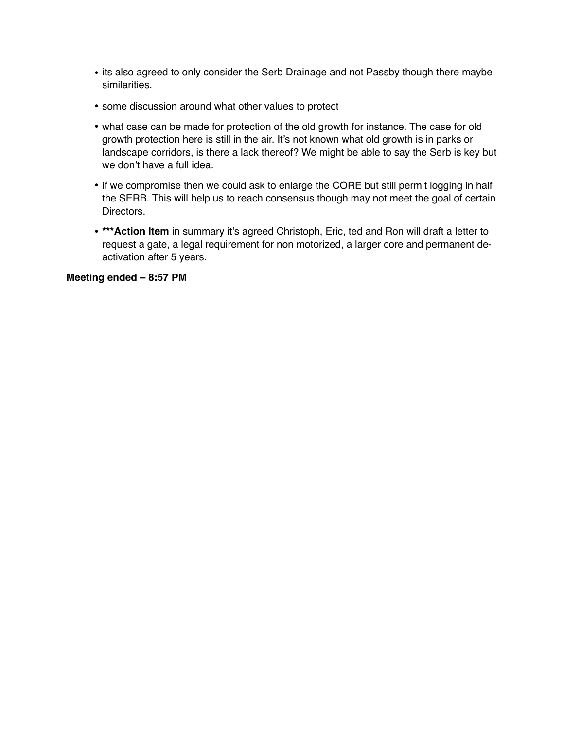- its also agreed to only consider the Serb Drainage and not Passby though there maybe similarities.
- some discussion around what other values to protect
- what case can be made for protection of the old growth for instance. The case for old growth protection here is still in the air. It's not known what old growth is in parks or landscape corridors, is there a lack thereof? We might be able to say the Serb is key but we don't have a full idea.
- if we compromise then we could ask to enlarge the CORE but still permit logging in half the SERB. This will help us to reach consensus though may not meet the goal of certain Directors.
- ***<u>**Action Item**</u> in summary it's agreed Christoph, Eric, ted and Ron will draft a letter to request a gate, a legal requirement for non motorized, a larger core and permanent de-activation after 5 years.

**Meeting ended – 8:57 PM**